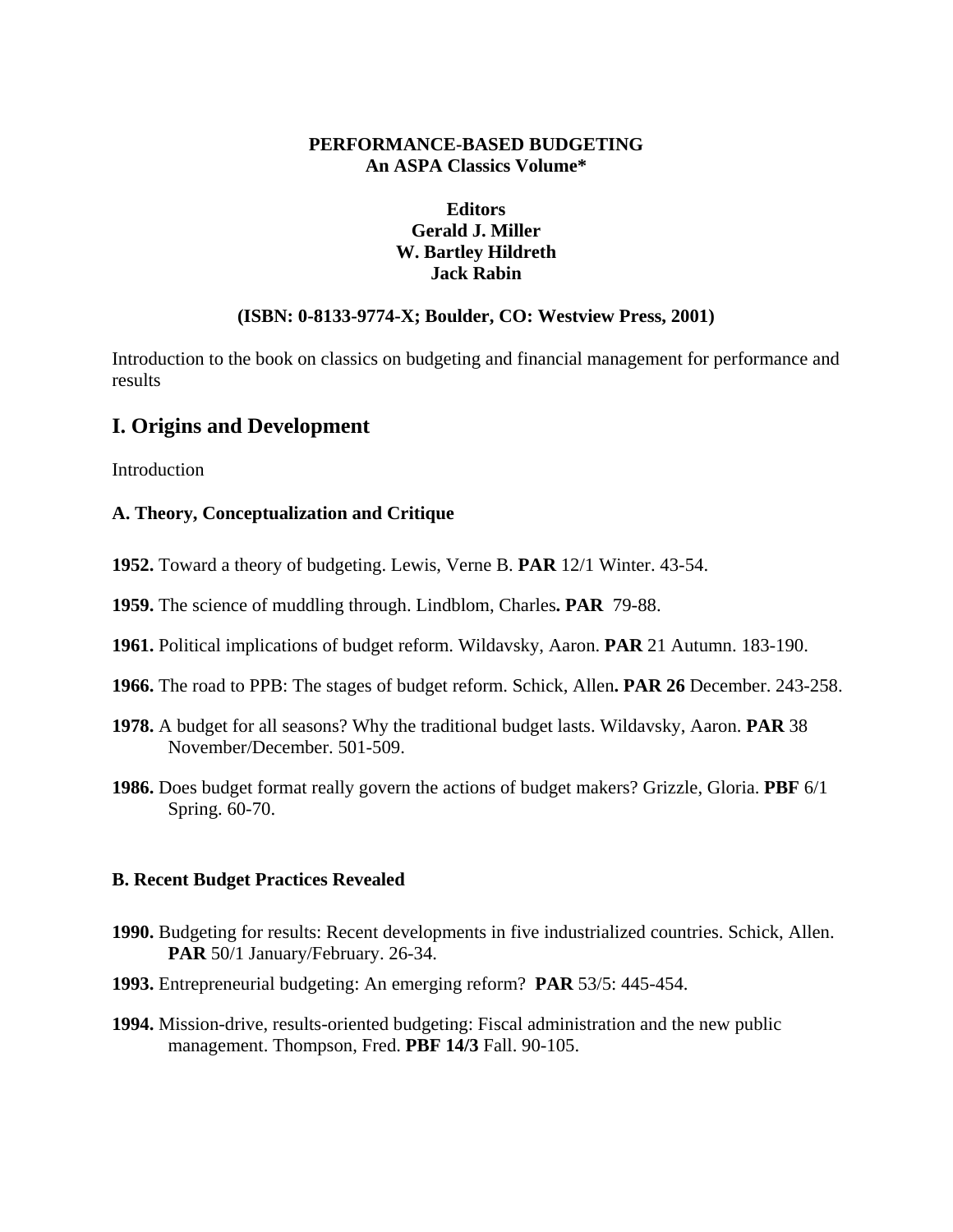**PERFORMANCE-BASED BUDGETING**
**An ASPA Classics Volume***

**Editors**
**Gerald J. Miller**
**W. Bartley Hildreth**
**Jack Rabin**

**(ISBN: 0-8133-9774-X; Boulder, CO: Westview Press, 2001)**

Introduction to the book on classics on budgeting and financial management for performance and results

## I. Origins and Development

Introduction

### A. Theory, Conceptualization and Critique

**1952.** Toward a theory of budgeting. Lewis, Verne B. **PAR** 12/1 Winter. 43-54.

**1959.** The science of muddling through. Lindblom, Charles**. PAR** 79-88.

**1961.** Political implications of budget reform. Wildavsky, Aaron. **PAR** 21 Autumn. 183-190.

**1966.** The road to PPB: The stages of budget reform. Schick, Allen**. PAR 26** December. 243-258.

**1978.** A budget for all seasons? Why the traditional budget lasts. Wildavsky, Aaron. **PAR** 38 November/December. 501-509.

**1986.** Does budget format really govern the actions of budget makers? Grizzle, Gloria. **PBF** 6/1 Spring. 60-70.

### B. Recent Budget Practices Revealed

**1990.** Budgeting for results: Recent developments in five industrialized countries. Schick, Allen. **PAR** 50/1 January/February. 26-34.

**1993.** Entrepreneurial budgeting: An emerging reform? **PAR** 53/5: 445-454.

**1994.** Mission-drive, results-oriented budgeting: Fiscal administration and the new public management. Thompson, Fred. **PBF 14/3** Fall. 90-105.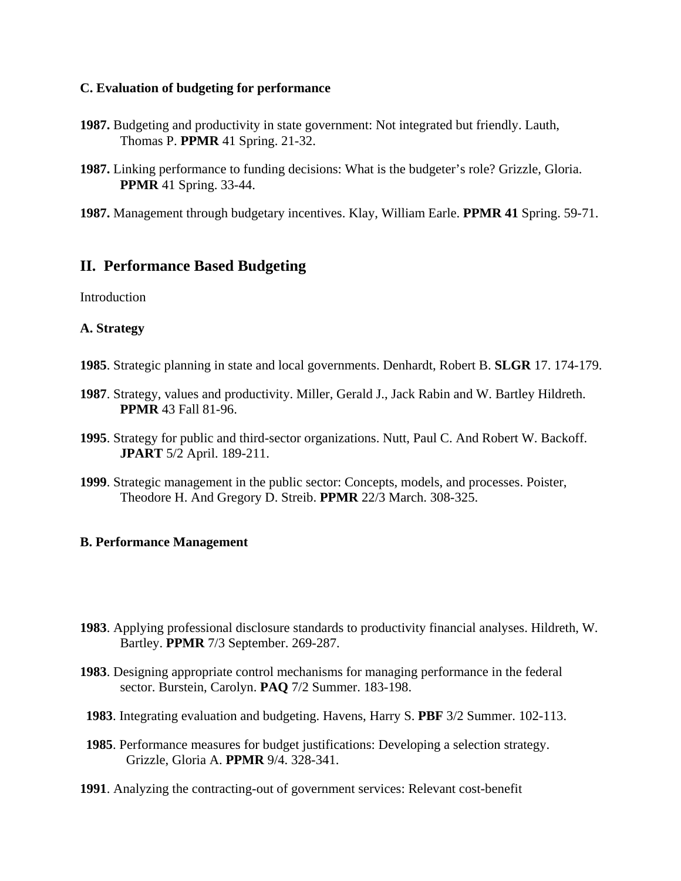**C. Evaluation of budgeting for performance**

**1987.** Budgeting and productivity in state government: Not integrated but friendly. Lauth, Thomas P. **PPMR** 41 Spring. 21-32.

**1987.** Linking performance to funding decisions: What is the budgeter's role? Grizzle, Gloria. **PPMR** 41 Spring. 33-44.

**1987.** Management through budgetary incentives. Klay, William Earle. **PPMR 41** Spring. 59-71.

## II. Performance Based Budgeting

Introduction

**A. Strategy**

**1985**. Strategic planning in state and local governments. Denhardt, Robert B. **SLGR** 17. 174-179.

**1987**. Strategy, values and productivity. Miller, Gerald J., Jack Rabin and W. Bartley Hildreth. **PPMR** 43 Fall 81-96.

**1995**. Strategy for public and third-sector organizations. Nutt, Paul C. And Robert W. Backoff. **JPART** 5/2 April. 189-211.

**1999**. Strategic management in the public sector: Concepts, models, and processes. Poister, Theodore H. And Gregory D. Streib. **PPMR** 22/3 March. 308-325.

**B. Performance Management**

**1983**. Applying professional disclosure standards to productivity financial analyses. Hildreth, W. Bartley. **PPMR** 7/3 September. 269-287.

**1983**. Designing appropriate control mechanisms for managing performance in the federal sector. Burstein, Carolyn. **PAQ** 7/2 Summer. 183-198.

**1983**. Integrating evaluation and budgeting. Havens, Harry S. **PBF** 3/2 Summer. 102-113.

**1985**. Performance measures for budget justifications: Developing a selection strategy. Grizzle, Gloria A. **PPMR** 9/4. 328-341.

**1991**. Analyzing the contracting-out of government services: Relevant cost-benefit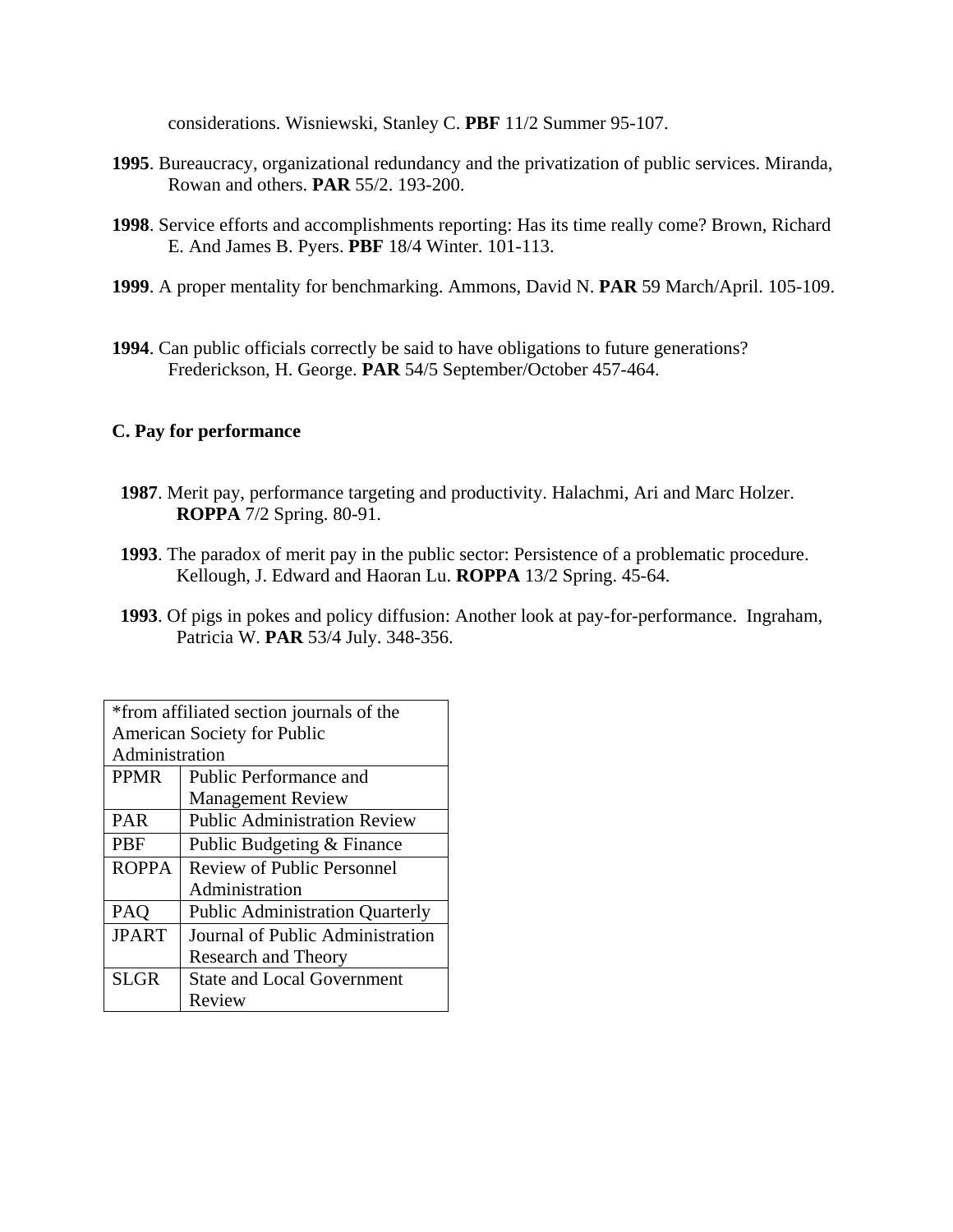considerations. Wisniewski, Stanley C. **PBF** 11/2 Summer 95-107.

**1995**. Bureaucracy, organizational redundancy and the privatization of public services. Miranda, Rowan and others. **PAR** 55/2. 193-200.

**1998**. Service efforts and accomplishments reporting: Has its time really come? Brown, Richard E. And James B. Pyers. **PBF** 18/4 Winter. 101-113.

**1999**. A proper mentality for benchmarking. Ammons, David N. **PAR** 59 March/April. 105-109.

**1994**. Can public officials correctly be said to have obligations to future generations? Frederickson, H. George. **PAR** 54/5 September/October 457-464.

### C. Pay for performance

**1987**. Merit pay, performance targeting and productivity. Halachmi, Ari and Marc Holzer. **ROPPA** 7/2 Spring. 80-91.

**1993**. The paradox of merit pay in the public sector: Persistence of a problematic procedure. Kellough, J. Edward and Haoran Lu. **ROPPA** 13/2 Spring. 45-64.

**1993**. Of pigs in pokes and policy diffusion: Another look at pay-for-performance. Ingraham, Patricia W. **PAR** 53/4 July. 348-356.

| *from affiliated section journals of the American Society for Public Administration | |
|---|---|
| PPMR | Public Performance and Management Review |
| PAR | Public Administration Review |
| PBF | Public Budgeting & Finance |
| ROPPA | Review of Public Personnel Administration |
| PAQ | Public Administration Quarterly |
| JPART | Journal of Public Administration Research and Theory |
| SLGR | State and Local Government Review |